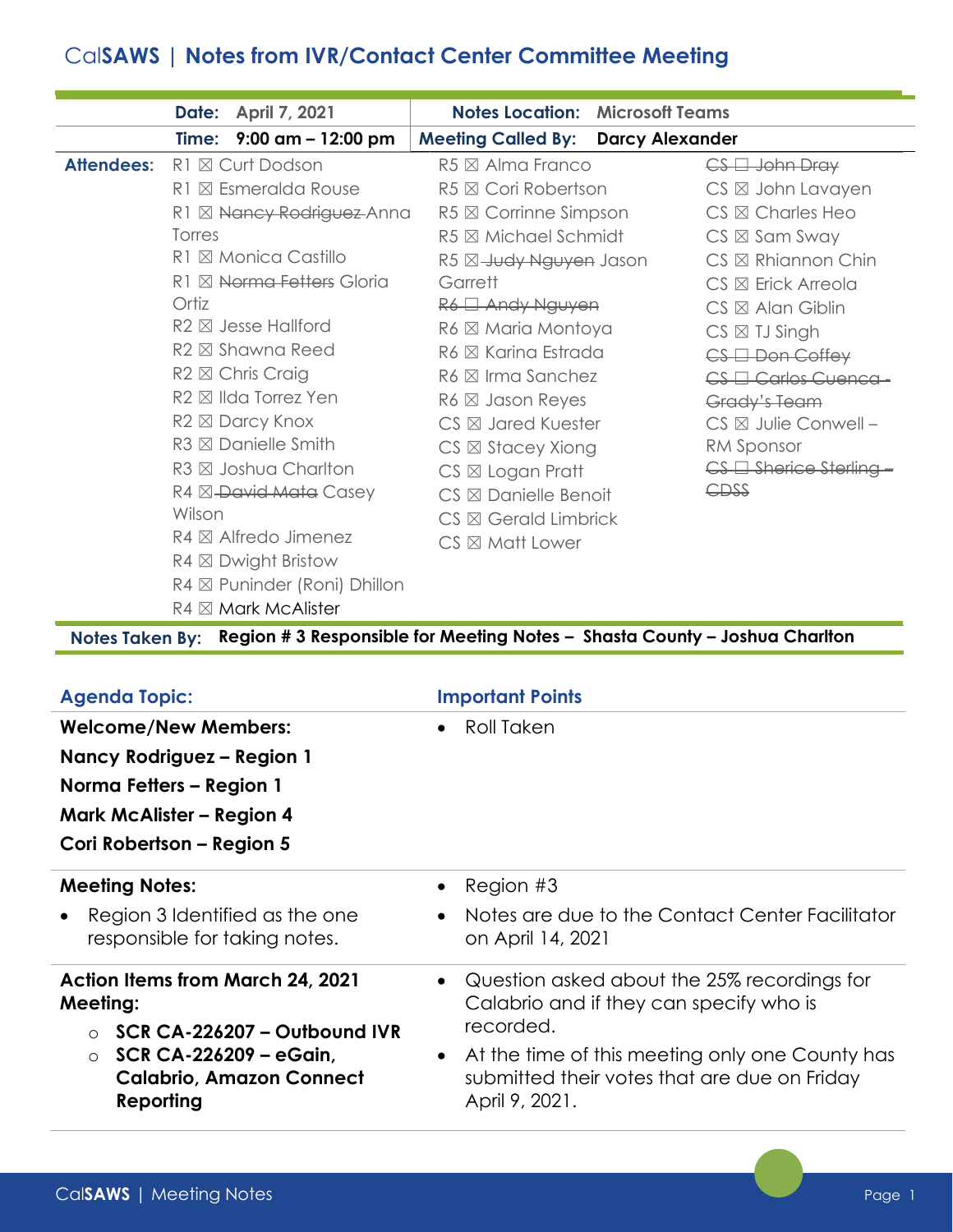# CalSAWS | Notes from IVR/Contact Center Committee Meeting

| | | | |
|---|---|---|---|
| **Date:** April 7, 2021 | | **Notes Location:** Microsoft Teams | |
| **Time:** 9:00 am – 12:00 pm | | **Meeting Called By:** Darcy Alexander | |

**Attendees:**

| | | |
|---|---|---|
| R1 ☒ Curt Dodson | R5 ☒ Alma Franco | ~~CS ☐ John Dray~~ |
| R1 ☒ Esmeralda Rouse | R5 ☒ Cori Robertson | CS ☒ John Lavayen |
| R1 ☒ ~~Nancy Rodriguez~~ Anna Torres | R5 ☒ Corrinne Simpson | CS ☒ Charles Heo |
| R1 ☒ Monica Castillo | R5 ☒ Michael Schmidt | CS ☒ Sam Sway |
| R1 ☒ ~~Norma Fetters~~ Gloria Ortiz | R5 ☒ ~~Judy Nguyen~~ Jason Garrett | CS ☒ Rhiannon Chin |
| R2 ☒ Jesse Hallford | ~~R6 ☐ Andy Nguyen~~ | CS ☒ Erick Arreola |
| R2 ☒ Shawna Reed | R6 ☒ Maria Montoya | CS ☒ Alan Giblin |
| R2 ☒ Chris Craig | R6 ☒ Karina Estrada | CS ☒ TJ Singh |
| R2 ☒ Ilda Torrez Yen | R6 ☒ Irma Sanchez | ~~CS ☐ Don Coffey~~ |
| R2 ☒ Darcy Knox | R6 ☒ Jason Reyes | ~~CS ☐ Carlos Cuenca - Grady's Team~~ |
| R3 ☒ Danielle Smith | CS ☒ Jared Kuester | CS ☒ Julie Conwell – RM Sponsor |
| R3 ☒ Joshua Charlton | CS ☒ Stacey Xiong | ~~CS ☐ Sherice Sterling - CDSS~~ |
| R4 ☒ ~~David Mata~~ Casey Wilson | CS ☒ Logan Pratt | |
| R4 ☒ Alfredo Jimenez | CS ☒ Danielle Benoit | |
| R4 ☒ Dwight Bristow | CS ☒ Gerald Limbrick | |
| R4 ☒ Puninder (Roni) Dhillon | CS ☒ Matt Lower | |
| R4 ☒ Mark McAlister | | |

**Notes Taken By:** **Region # 3 Responsible for Meeting Notes – Shasta County – Joshua Charlton**

| Agenda Topic: | Important Points |
|---|---|
| **Welcome/New Members:**<br>**Nancy Rodriguez – Region 1**<br>**Norma Fetters – Region 1**<br>**Mark McAlister – Region 4**<br>**Cori Robertson – Region 5** | • Roll Taken |
| **Meeting Notes:**<br>• Region 3 Identified as the one responsible for taking notes. | • Region #3<br>• Notes are due to the Contact Center Facilitator on April 14, 2021 |
| **Action Items from March 24, 2021 Meeting:**<br>○ **SCR CA-226207 – Outbound IVR**<br>○ **SCR CA-226209 – eGain, Calabrio, Amazon Connect Reporting** | • Question asked about the 25% recordings for Calabrio and if they can specify who is recorded.<br>• At the time of this meeting only one County has submitted their votes that are due on Friday April 9, 2021. |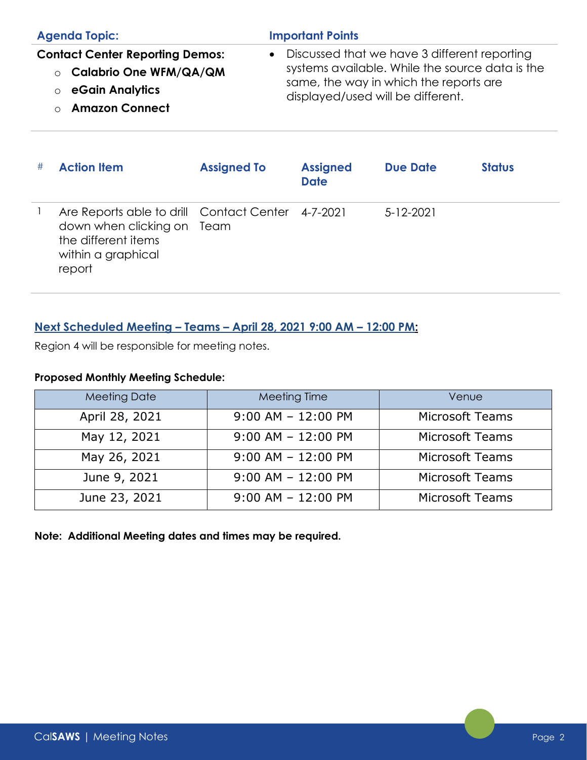| Agenda Topic: | Important Points |
| --- | --- |
| **Contact Center Reporting Demos:**<br>○ **Calabrio One WFM/QA/QM**<br>○ **eGain Analytics**<br>○ **Amazon Connect** | • Discussed that we have 3 different reporting systems available. While the source data is the same, the way in which the reports are displayed/used will be different. |

| # | Action Item | Assigned To | Assigned Date | Due Date | Status |
| --- | --- | --- | --- | --- | --- |
| 1 | Are Reports able to drill down when clicking on the different items within a graphical report | Contact Center Team | 4-7-2021 | 5-12-2021 | |

## Next Scheduled Meeting – Teams – April 28, 2021 9:00 AM – 12:00 PM:

Region 4 will be responsible for meeting notes.

**Proposed Monthly Meeting Schedule:**

| Meeting Date | Meeting Time | Venue |
| --- | --- | --- |
| April 28, 2021 | 9:00 AM – 12:00 PM | Microsoft Teams |
| May 12, 2021 | 9:00 AM – 12:00 PM | Microsoft Teams |
| May 26, 2021 | 9:00 AM – 12:00 PM | Microsoft Teams |
| June 9, 2021 | 9:00 AM – 12:00 PM | Microsoft Teams |
| June 23, 2021 | 9:00 AM – 12:00 PM | Microsoft Teams |

**Note: Additional Meeting dates and times may be required.**